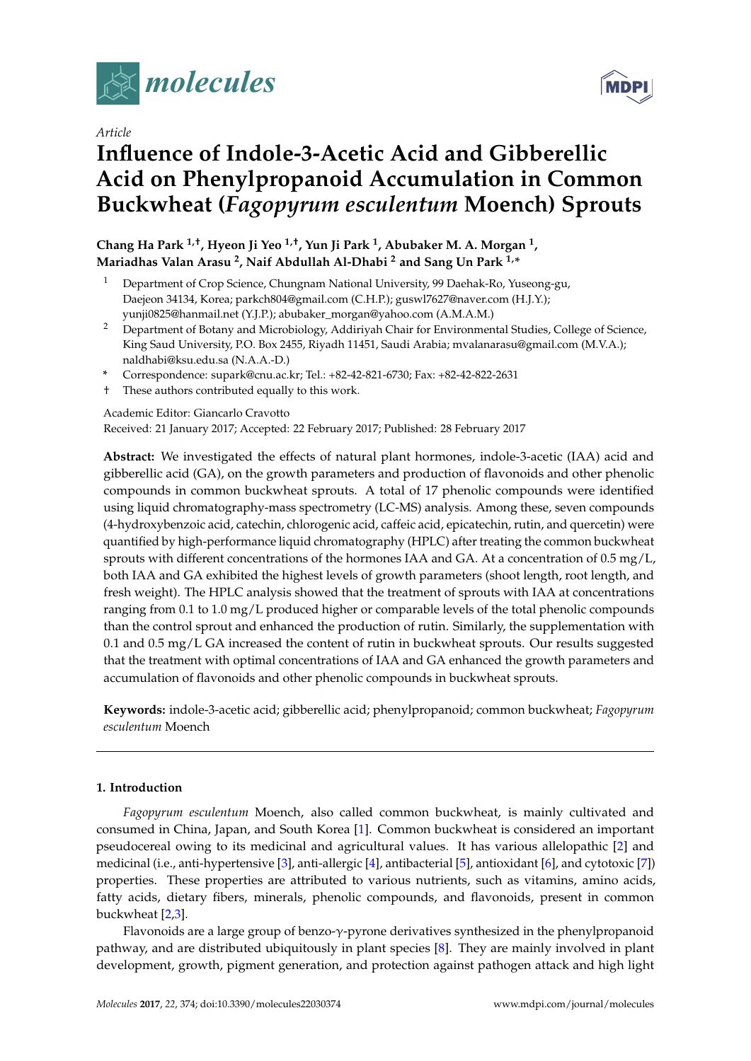*Article*

# Influence of Indole-3-Acetic Acid and Gibberellic Acid on Phenylpropanoid Accumulation in Common Buckwheat (*Fagopyrum esculentum* Moench) Sprouts

**Chang Ha Park [1,†], Hyeon Ji Yeo [1,†], Yun Ji Park [1], Abubaker M. A. Morgan [1], Mariadhas Valan Arasu [2], Naif Abdullah Al-Dhabi [2] and Sang Un Park [1,*]**

1. Department of Crop Science, Chungnam National University, 99 Daehak-Ro, Yuseong-gu, Daejeon 34134, Korea; parkch804@gmail.com (C.H.P.); guswl7627@naver.com (H.J.Y.); yunji0825@hanmail.net (Y.J.P.); abubaker_morgan@yahoo.com (A.M.A.M.)
2. Department of Botany and Microbiology, Addiriyah Chair for Environmental Studies, College of Science, King Saud University, P.O. Box 2455, Riyadh 11451, Saudi Arabia; mvalanarasu@gmail.com (M.V.A.); naldhabi@ksu.edu.sa (N.A.A.-D.)

\* Correspondence: supark@cnu.ac.kr; Tel.: +82-42-821-6730; Fax: +82-42-822-2631

† These authors contributed equally to this work.

Academic Editor: Giancarlo Cravotto

Received: 21 January 2017; Accepted: 22 February 2017; Published: 28 February 2017

**Abstract:** We investigated the effects of natural plant hormones, indole-3-acetic (IAA) acid and gibberellic acid (GA), on the growth parameters and production of flavonoids and other phenolic compounds in common buckwheat sprouts. A total of 17 phenolic compounds were identified using liquid chromatography-mass spectrometry (LC-MS) analysis. Among these, seven compounds (4-hydroxybenzoic acid, catechin, chlorogenic acid, caffeic acid, epicatechin, rutin, and quercetin) were quantified by high-performance liquid chromatography (HPLC) after treating the common buckwheat sprouts with different concentrations of the hormones IAA and GA. At a concentration of 0.5 mg/L, both IAA and GA exhibited the highest levels of growth parameters (shoot length, root length, and fresh weight). The HPLC analysis showed that the treatment of sprouts with IAA at concentrations ranging from 0.1 to 1.0 mg/L produced higher or comparable levels of the total phenolic compounds than the control sprout and enhanced the production of rutin. Similarly, the supplementation with 0.1 and 0.5 mg/L GA increased the content of rutin in buckwheat sprouts. Our results suggested that the treatment with optimal concentrations of IAA and GA enhanced the growth parameters and accumulation of flavonoids and other phenolic compounds in buckwheat sprouts.

**Keywords:** indole-3-acetic acid; gibberellic acid; phenylpropanoid; common buckwheat; *Fagopyrum esculentum* Moench

## 1. Introduction

*Fagopyrum esculentum* Moench, also called common buckwheat, is mainly cultivated and consumed in China, Japan, and South Korea [1]. Common buckwheat is considered an important pseudocereal owing to its medicinal and agricultural values. It has various allelopathic [2] and medicinal (i.e., anti-hypertensive [3], anti-allergic [4], antibacterial [5], antioxidant [6], and cytotoxic [7]) properties. These properties are attributed to various nutrients, such as vitamins, amino acids, fatty acids, dietary fibers, minerals, phenolic compounds, and flavonoids, present in common buckwheat [2,3].

Flavonoids are a large group of benzo-γ-pyrone derivatives synthesized in the phenylpropanoid pathway, and are distributed ubiquitously in plant species [8]. They are mainly involved in plant development, growth, pigment generation, and protection against pathogen attack and high light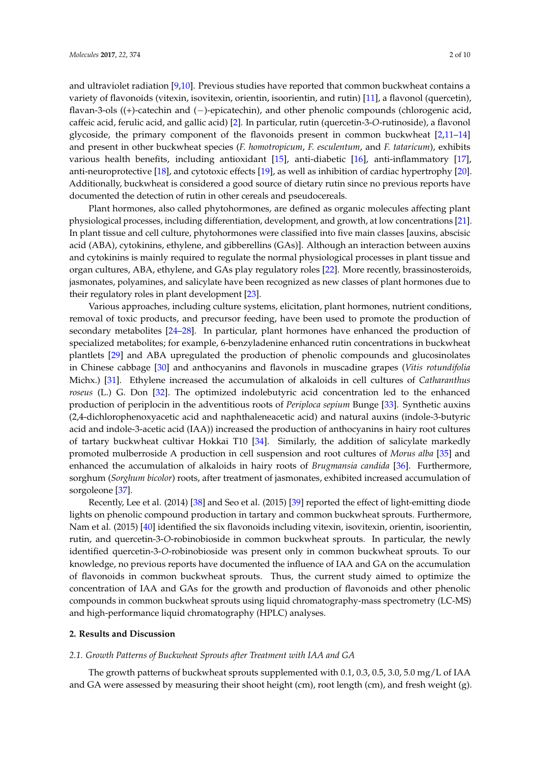and ultraviolet radiation [9,10]. Previous studies have reported that common buckwheat contains a variety of flavonoids (vitexin, isovitexin, orientin, isoorientin, and rutin) [11], a flavonol (quercetin), flavan-3-ols ((+)-catechin and (−)-epicatechin), and other phenolic compounds (chlorogenic acid, caffeic acid, ferulic acid, and gallic acid) [2]. In particular, rutin (quercetin-3-*O*-rutinoside), a flavonol glycoside, the primary component of the flavonoids present in common buckwheat [2,11–14] and present in other buckwheat species (*F. homotropicum*, *F. esculentum*, and *F. tataricum*), exhibits various health benefits, including antioxidant [15], anti-diabetic [16], anti-inflammatory [17], anti-neuroprotective [18], and cytotoxic effects [19], as well as inhibition of cardiac hypertrophy [20]. Additionally, buckwheat is considered a good source of dietary rutin since no previous reports have documented the detection of rutin in other cereals and pseudocereals.

Plant hormones, also called phytohormones, are defined as organic molecules affecting plant physiological processes, including differentiation, development, and growth, at low concentrations [21]. In plant tissue and cell culture, phytohormones were classified into five main classes [auxins, abscisic acid (ABA), cytokinins, ethylene, and gibberellins (GAs)]. Although an interaction between auxins and cytokinins is mainly required to regulate the normal physiological processes in plant tissue and organ cultures, ABA, ethylene, and GAs play regulatory roles [22]. More recently, brassinosteroids, jasmonates, polyamines, and salicylate have been recognized as new classes of plant hormones due to their regulatory roles in plant development [23].

Various approaches, including culture systems, elicitation, plant hormones, nutrient conditions, removal of toxic products, and precursor feeding, have been used to promote the production of secondary metabolites [24–28]. In particular, plant hormones have enhanced the production of specialized metabolites; for example, 6-benzyladenine enhanced rutin concentrations in buckwheat plantlets [29] and ABA upregulated the production of phenolic compounds and glucosinolates in Chinese cabbage [30] and anthocyanins and flavonols in muscadine grapes (*Vitis rotundifolia* Michx.) [31]. Ethylene increased the accumulation of alkaloids in cell cultures of *Catharanthus roseus* (L.) G. Don [32]. The optimized indolebutyric acid concentration led to the enhanced production of periplocin in the adventitious roots of *Periploca sepium* Bunge [33]. Synthetic auxins (2,4-dichlorophenoxyacetic acid and naphthaleneacetic acid) and natural auxins (indole-3-butyric acid and indole-3-acetic acid (IAA)) increased the production of anthocyanins in hairy root cultures of tartary buckwheat cultivar Hokkai T10 [34]. Similarly, the addition of salicylate markedly promoted mulberroside A production in cell suspension and root cultures of *Morus alba* [35] and enhanced the accumulation of alkaloids in hairy roots of *Brugmansia candida* [36]. Furthermore, sorghum (*Sorghum bicolor*) roots, after treatment of jasmonates, exhibited increased accumulation of sorgoleone [37].

Recently, Lee et al. (2014) [38] and Seo et al. (2015) [39] reported the effect of light-emitting diode lights on phenolic compound production in tartary and common buckwheat sprouts. Furthermore, Nam et al. (2015) [40] identified the six flavonoids including vitexin, isovitexin, orientin, isoorientin, rutin, and quercetin-3-*O*-robinobioside in common buckwheat sprouts. In particular, the newly identified quercetin-3-*O*-robinobioside was present only in common buckwheat sprouts. To our knowledge, no previous reports have documented the influence of IAA and GA on the accumulation of flavonoids in common buckwheat sprouts. Thus, the current study aimed to optimize the concentration of IAA and GAs for the growth and production of flavonoids and other phenolic compounds in common buckwheat sprouts using liquid chromatography-mass spectrometry (LC-MS) and high-performance liquid chromatography (HPLC) analyses.

## 2. Results and Discussion

### 2.1. Growth Patterns of Buckwheat Sprouts after Treatment with IAA and GA

The growth patterns of buckwheat sprouts supplemented with 0.1, 0.3, 0.5, 3.0, 5.0 mg/L of IAA and GA were assessed by measuring their shoot height (cm), root length (cm), and fresh weight (g).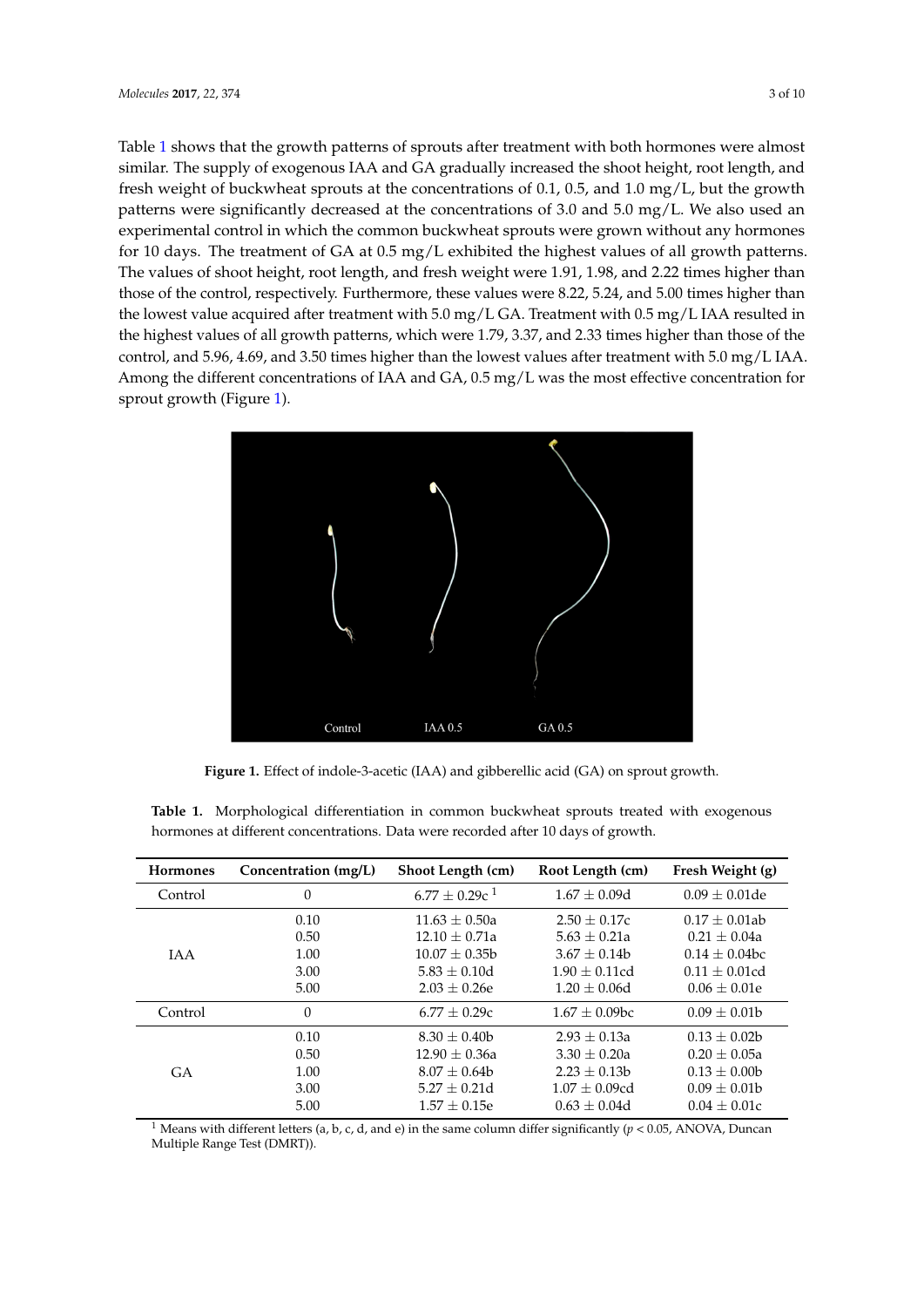Table 1 shows that the growth patterns of sprouts after treatment with both hormones were almost similar. The supply of exogenous IAA and GA gradually increased the shoot height, root length, and fresh weight of buckwheat sprouts at the concentrations of 0.1, 0.5, and 1.0 mg/L, but the growth patterns were significantly decreased at the concentrations of 3.0 and 5.0 mg/L. We also used an experimental control in which the common buckwheat sprouts were grown without any hormones for 10 days. The treatment of GA at 0.5 mg/L exhibited the highest values of all growth patterns. The values of shoot height, root length, and fresh weight were 1.91, 1.98, and 2.22 times higher than those of the control, respectively. Furthermore, these values were 8.22, 5.24, and 5.00 times higher than the lowest value acquired after treatment with 5.0 mg/L GA. Treatment with 0.5 mg/L IAA resulted in the highest values of all growth patterns, which were 1.79, 3.37, and 2.33 times higher than those of the control, and 5.96, 4.69, and 3.50 times higher than the lowest values after treatment with 5.0 mg/L IAA. Among the different concentrations of IAA and GA, 0.5 mg/L was the most effective concentration for sprout growth (Figure 1).

**Figure 1.** Effect of indole-3-acetic (IAA) and gibberellic acid (GA) on sprout growth.

**Table 1.** Morphological differentiation in common buckwheat sprouts treated with exogenous hormones at different concentrations. Data were recorded after 10 days of growth.

| Hormones | Concentration (mg/L) | Shoot Length (cm) | Root Length (cm) | Fresh Weight (g) |
|---|---|---|---|---|
| Control | 0 | 6.77 ± 0.29c [1] | 1.67 ± 0.09d | 0.09 ± 0.01de |
| IAA | 0.10 | 11.63 ± 0.50a | 2.50 ± 0.17c | 0.17 ± 0.01ab |
| | 0.50 | 12.10 ± 0.71a | 5.63 ± 0.21a | 0.21 ± 0.04a |
| | 1.00 | 10.07 ± 0.35b | 3.67 ± 0.14b | 0.14 ± 0.04bc |
| | 3.00 | 5.83 ± 0.10d | 1.90 ± 0.11cd | 0.11 ± 0.01cd |
| | 5.00 | 2.03 ± 0.26e | 1.20 ± 0.06d | 0.06 ± 0.01e |
| Control | 0 | 6.77 ± 0.29c | 1.67 ± 0.09bc | 0.09 ± 0.01b |
| GA | 0.10 | 8.30 ± 0.40b | 2.93 ± 0.13a | 0.13 ± 0.02b |
| | 0.50 | 12.90 ± 0.36a | 3.30 ± 0.20a | 0.20 ± 0.05a |
| | 1.00 | 8.07 ± 0.64b | 2.23 ± 0.13b | 0.13 ± 0.00b |
| | 3.00 | 5.27 ± 0.21d | 1.07 ± 0.09cd | 0.09 ± 0.01b |
| | 5.00 | 1.57 ± 0.15e | 0.63 ± 0.04d | 0.04 ± 0.01c |

[1] Means with different letters (a, b, c, d, and e) in the same column differ significantly ($p < 0.05$, ANOVA, Duncan Multiple Range Test (DMRT)).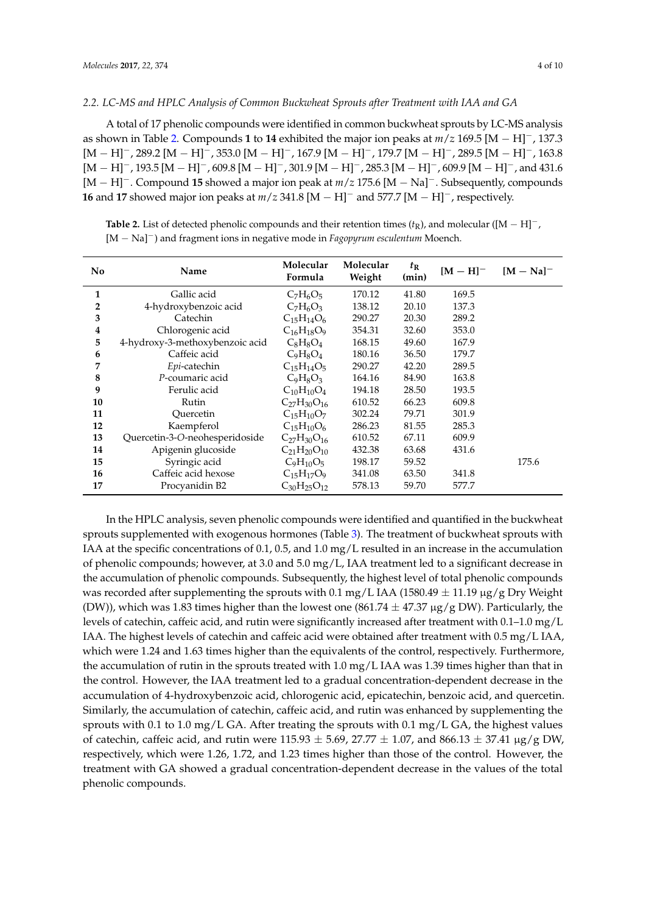### 2.2. LC-MS and HPLC Analysis of Common Buckwheat Sprouts after Treatment with IAA and GA

A total of 17 phenolic compounds were identified in common buckwheat sprouts by LC-MS analysis as shown in Table 2. Compounds **1** to **14** exhibited the major ion peaks at $m/z$ 169.5 $[M - H]^-$, 137.3 $[M - H]^-$, 289.2 $[M - H]^-$, 353.0 $[M - H]^-$, 167.9 $[M - H]^-$, 179.7 $[M - H]^-$, 289.5 $[M - H]^-$, 163.8 $[M - H]^-$, 193.5 $[M - H]^-$, 609.8 $[M - H]^-$, 301.9 $[M - H]^-$, 285.3 $[M - H]^-$, 609.9 $[M - H]^-$, and 431.6 $[M - H]^-$. Compound **15** showed a major ion peak at $m/z$ 175.6 $[M - Na]^-$. Subsequently, compounds **16** and **17** showed major ion peaks at $m/z$ 341.8 $[M - H]^-$ and 577.7 $[M - H]^-$, respectively.

**Table 2.** List of detected phenolic compounds and their retention times ($t_R$), and molecular ($[M - H]^-$, $[M - Na]^-$) and fragment ions in negative mode in *Fagopyrum esculentum* Moench.

| No | Name | Molecular Formula | Molecular Weight | $t_R$ (min) | $[M - H]^-$ | $[M - Na]^-$ |
|---|---|---|---|---|---|---|
| **1** | Gallic acid | $C_7H_6O_5$ | 170.12 | 41.80 | 169.5 | |
| **2** | 4-hydroxybenzoic acid | $C_7H_6O_3$ | 138.12 | 20.10 | 137.3 | |
| **3** | Catechin | $C_{15}H_{14}O_6$ | 290.27 | 20.30 | 289.2 | |
| **4** | Chlorogenic acid | $C_{16}H_{18}O_9$ | 354.31 | 32.60 | 353.0 | |
| **5** | 4-hydroxy-3-methoxybenzoic acid | $C_8H_8O_4$ | 168.15 | 49.60 | 167.9 | |
| **6** | Caffeic acid | $C_9H_8O_4$ | 180.16 | 36.50 | 179.7 | |
| **7** | *Epi*-catechin | $C_{15}H_{14}O_5$ | 290.27 | 42.20 | 289.5 | |
| **8** | *P*-coumaric acid | $C_9H_8O_3$ | 164.16 | 84.90 | 163.8 | |
| **9** | Ferulic acid | $C_{10}H_{10}O_4$ | 194.18 | 28.50 | 193.5 | |
| **10** | Rutin | $C_{27}H_{30}O_{16}$ | 610.52 | 66.23 | 609.8 | |
| **11** | Quercetin | $C_{15}H_{10}O_7$ | 302.24 | 79.71 | 301.9 | |
| **12** | Kaempferol | $C_{15}H_{10}O_6$ | 286.23 | 81.55 | 285.3 | |
| **13** | Quercetin-3-*O*-neohesperidoside | $C_{27}H_{30}O_{16}$ | 610.52 | 67.11 | 609.9 | |
| **14** | Apigenin glucoside | $C_{21}H_{20}O_{10}$ | 432.38 | 63.68 | 431.6 | |
| **15** | Syringic acid | $C_9H_{10}O_5$ | 198.17 | 59.52 | | 175.6 |
| **16** | Caffeic acid hexose | $C_{15}H_{17}O_9$ | 341.08 | 63.50 | 341.8 | |
| **17** | Procyanidin B2 | $C_{30}H_{25}O_{12}$ | 578.13 | 59.70 | 577.7 | |

In the HPLC analysis, seven phenolic compounds were identified and quantified in the buckwheat sprouts supplemented with exogenous hormones (Table 3). The treatment of buckwheat sprouts with IAA at the specific concentrations of 0.1, 0.5, and 1.0 mg/L resulted in an increase in the accumulation of phenolic compounds; however, at 3.0 and 5.0 mg/L, IAA treatment led to a significant decrease in the accumulation of phenolic compounds. Subsequently, the highest level of total phenolic compounds was recorded after supplementing the sprouts with 0.1 mg/L IAA (1580.49 ± 11.19 μg/g Dry Weight (DW)), which was 1.83 times higher than the lowest one (861.74 ± 47.37 μg/g DW). Particularly, the levels of catechin, caffeic acid, and rutin were significantly increased after treatment with 0.1–1.0 mg/L IAA. The highest levels of catechin and caffeic acid were obtained after treatment with 0.5 mg/L IAA, which were 1.24 and 1.63 times higher than the equivalents of the control, respectively. Furthermore, the accumulation of rutin in the sprouts treated with 1.0 mg/L IAA was 1.39 times higher than that in the control. However, the IAA treatment led to a gradual concentration-dependent decrease in the accumulation of 4-hydroxybenzoic acid, chlorogenic acid, epicatechin, benzoic acid, and quercetin. Similarly, the accumulation of catechin, caffeic acid, and rutin was enhanced by supplementing the sprouts with 0.1 to 1.0 mg/L GA. After treating the sprouts with 0.1 mg/L GA, the highest values of catechin, caffeic acid, and rutin were 115.93 ± 5.69, 27.77 ± 1.07, and 866.13 ± 37.41 μg/g DW, respectively, which were 1.26, 1.72, and 1.23 times higher than those of the control. However, the treatment with GA showed a gradual concentration-dependent decrease in the values of the total phenolic compounds.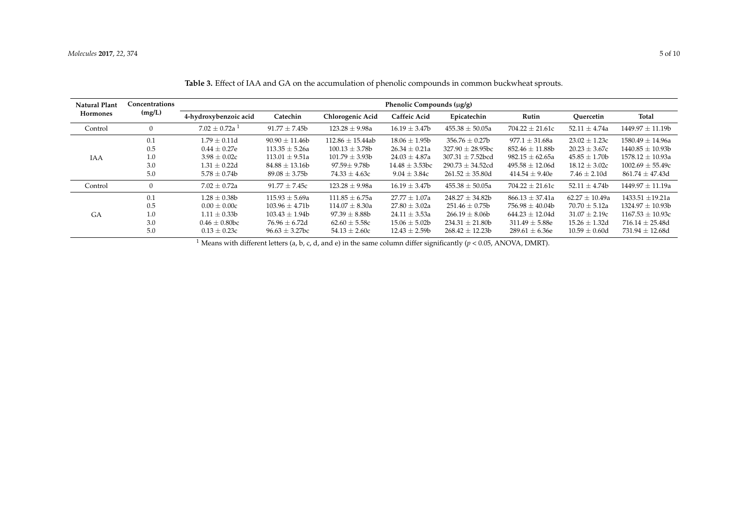**Table 3.** Effect of IAA and GA on the accumulation of phenolic compounds in common buckwheat sprouts.

| Natural Plant Hormones | Concentrations (mg/L) | Phenolic Compounds (μg/g) | | | | | | | |
|---|---|---|---|---|---|---|---|---|---|
| | | 4-hydroxybenzoic acid | Catechin | Chlorogenic Acid | Caffeic Acid | Epicatechin | Rutin | Quercetin | Total |
| Control | 0 | 7.02 ± 0.72a [1] | 91.77 ± 7.45b | 123.28 ± 9.98a | 16.19 ± 3.47b | 455.38 ± 50.05a | 704.22 ± 21.61c | 52.11 ± 4.74a | 1449.97 ± 11.19b |
| IAA | 0.1 | 1.79 ± 0.11d | 90.90 ± 11.46b | 112.86 ± 15.44ab | 18.06 ± 1.95b | 356.76 ± 0.27b | 977.1 ± 31.68a | 23.02 ± 1.23c | 1580.49 ± 14.96a |
| | 0.5 | 0.44 ± 0.27e | 113.35 ± 5.26a | 100.13 ± 3.78b | 26.34 ± 0.21a | 327.90 ± 28.95bc | 852.46 ± 11.88b | 20.23 ± 3.67c | 1440.85 ± 10.93b |
| | 1.0 | 3.98 ± 0.02c | 113.01 ± 9.51a | 101.79 ± 3.93b | 24.03 ± 4.87a | 307.31 ± 7.52bcd | 982.15 ± 62.65a | 45.85 ± 1.70b | 1578.12 ± 10.93a |
| | 3.0 | 1.31 ± 0.22d | 84.88 ± 13.16b | 97.59± 9.78b | 14.48 ± 3.53bc | 290.73 ± 34.52cd | 495.58 ± 12.06d | 18.12 ± 3.02c | 1002.69 ± 55.49c |
| | 5.0 | 5.78 ± 0.74b | 89.08 ± 3.75b | 74.33 ± 4.63c | 9.04 ± 3.84c | 261.52 ± 35.80d | 414.54 ± 9.40e | 7.46 ± 2.10d | 861.74 ± 47.43d |
| Control | 0 | 7.02 ± 0.72a | 91.77 ± 7.45c | 123.28 ± 9.98a | 16.19 ± 3.47b | 455.38 ± 50.05a | 704.22 ± 21.61c | 52.11 ± 4.74b | 1449.97 ± 11.19a |
| GA | 0.1 | 1.28 ± 0.38b | 115.93 ± 5.69a | 111.85 ± 6.75a | 27.77 ± 1.07a | 248.27 ± 34.82b | 866.13 ± 37.41a | 62.27 ± 10.49a | 1433.51 ±19.21a |
| | 0.5 | 0.00 ± 0.00c | 103.96 ± 4.71b | 114.07 ± 8.30a | 27.80 ± 3.02a | 251.46 ± 0.75b | 756.98 ± 40.04b | 70.70 ± 5.12a | 1324.97 ± 10.93b |
| | 1.0 | 1.11 ± 0.33b | 103.43 ± 1.94b | 97.39 ± 8.88b | 24.11 ± 3.53a | 266.19 ± 8.06b | 644.23 ± 12.04d | 31.07 ± 2.19c | 1167.53 ± 10.93c |
| | 3.0 | 0.46 ± 0.80bc | 76.96 ± 6.72d | 62.60 ± 5.58c | 15.06 ± 5.02b | 234.31 ± 21.80b | 311.49 ± 5.88e | 15.26 ± 1.32d | 716.14 ± 25.48d |
| | 5.0 | 0.13 ± 0.23c | 96.63 ± 3.27bc | 54.13 ± 2.60c | 12.43 ± 2.59b | 268.42 ± 12.23b | 289.61 ± 6.36e | 10.59 ± 0.60d | 731.94 ± 12.68d |

[1] Means with different letters (a, b, c, d, and e) in the same column differ significantly ($p < 0.05$, ANOVA, DMRT).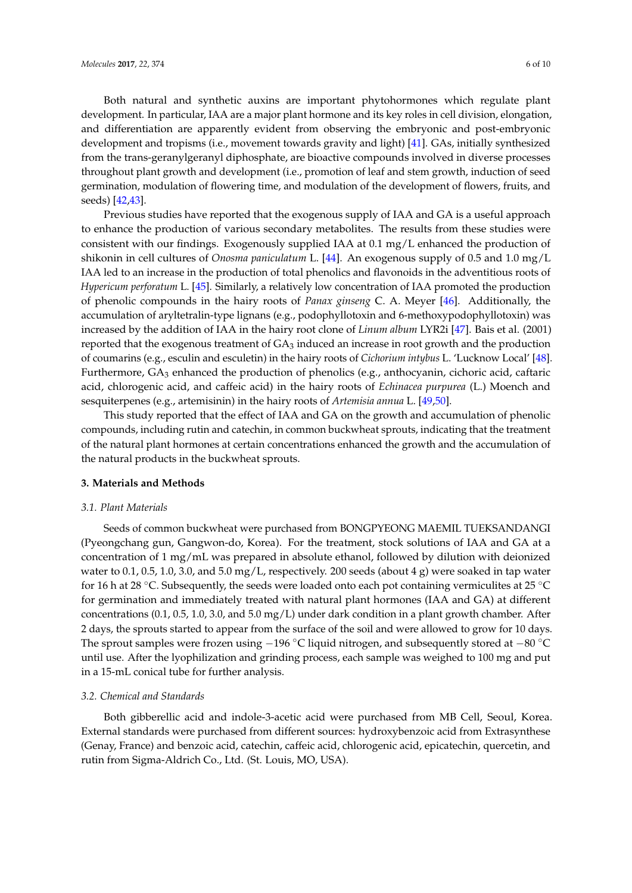Both natural and synthetic auxins are important phytohormones which regulate plant development. In particular, IAA are a major plant hormone and its key roles in cell division, elongation, and differentiation are apparently evident from observing the embryonic and post-embryonic development and tropisms (i.e., movement towards gravity and light) [41]. GAs, initially synthesized from the trans-geranylgeranyl diphosphate, are bioactive compounds involved in diverse processes throughout plant growth and development (i.e., promotion of leaf and stem growth, induction of seed germination, modulation of flowering time, and modulation of the development of flowers, fruits, and seeds) [42,43].

Previous studies have reported that the exogenous supply of IAA and GA is a useful approach to enhance the production of various secondary metabolites. The results from these studies were consistent with our findings. Exogenously supplied IAA at 0.1 mg/L enhanced the production of shikonin in cell cultures of *Onosma paniculatum* L. [44]. An exogenous supply of 0.5 and 1.0 mg/L IAA led to an increase in the production of total phenolics and flavonoids in the adventitious roots of *Hypericum perforatum* L. [45]. Similarly, a relatively low concentration of IAA promoted the production of phenolic compounds in the hairy roots of *Panax ginseng* C. A. Meyer [46]. Additionally, the accumulation of aryltetralin-type lignans (e.g., podophyllotoxin and 6-methoxypodophyllotoxin) was increased by the addition of IAA in the hairy root clone of *Linum album* LYR2i [47]. Bais et al. (2001) reported that the exogenous treatment of $GA_3$ induced an increase in root growth and the production of coumarins (e.g., esculin and esculetin) in the hairy roots of *Cichorium intybus* L. 'Lucknow Local' [48]. Furthermore, $GA_3$ enhanced the production of phenolics (e.g., anthocyanin, cichoric acid, caftaric acid, chlorogenic acid, and caffeic acid) in the hairy roots of *Echinacea purpurea* (L.) Moench and sesquiterpenes (e.g., artemisinin) in the hairy roots of *Artemisia annua* L. [49,50].

This study reported that the effect of IAA and GA on the growth and accumulation of phenolic compounds, including rutin and catechin, in common buckwheat sprouts, indicating that the treatment of the natural plant hormones at certain concentrations enhanced the growth and the accumulation of the natural products in the buckwheat sprouts.

## 3. Materials and Methods

### 3.1. Plant Materials

Seeds of common buckwheat were purchased from BONGPYEONG MAEMIL TUEKSANDANGI (Pyeongchang gun, Gangwon-do, Korea). For the treatment, stock solutions of IAA and GA at a concentration of 1 mg/mL was prepared in absolute ethanol, followed by dilution with deionized water to 0.1, 0.5, 1.0, 3.0, and 5.0 mg/L, respectively. 200 seeds (about 4 g) were soaked in tap water for 16 h at 28 °C. Subsequently, the seeds were loaded onto each pot containing vermiculites at 25 °C for germination and immediately treated with natural plant hormones (IAA and GA) at different concentrations (0.1, 0.5, 1.0, 3.0, and 5.0 mg/L) under dark condition in a plant growth chamber. After 2 days, the sprouts started to appear from the surface of the soil and were allowed to grow for 10 days. The sprout samples were frozen using −196 °C liquid nitrogen, and subsequently stored at −80 °C until use. After the lyophilization and grinding process, each sample was weighed to 100 mg and put in a 15-mL conical tube for further analysis.

### 3.2. Chemical and Standards

Both gibberellic acid and indole-3-acetic acid were purchased from MB Cell, Seoul, Korea. External standards were purchased from different sources: hydroxybenzoic acid from Extrasynthese (Genay, France) and benzoic acid, catechin, caffeic acid, chlorogenic acid, epicatechin, quercetin, and rutin from Sigma-Aldrich Co., Ltd. (St. Louis, MO, USA).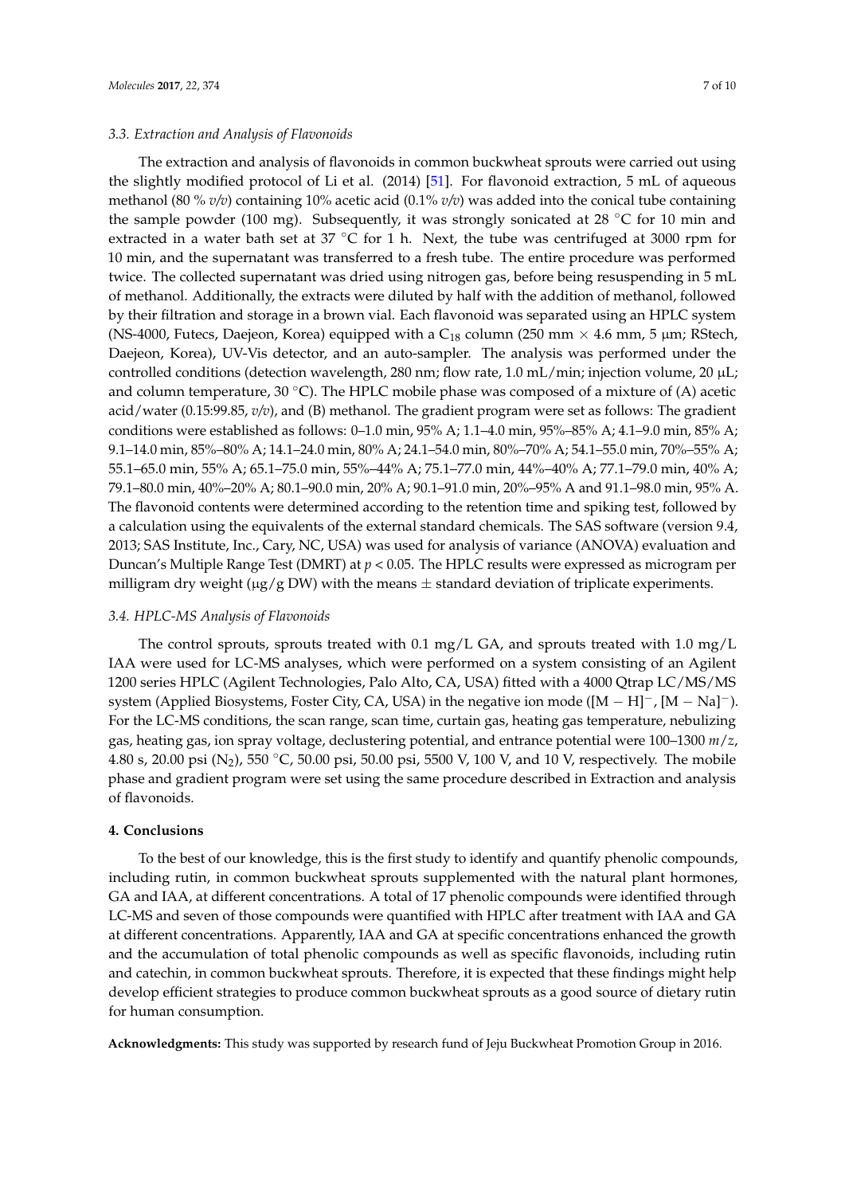### 3.3. Extraction and Analysis of Flavonoids

The extraction and analysis of flavonoids in common buckwheat sprouts were carried out using the slightly modified protocol of Li et al. (2014) [51]. For flavonoid extraction, 5 mL of aqueous methanol (80 % *v/v*) containing 10% acetic acid (0.1% *v/v*) was added into the conical tube containing the sample powder (100 mg). Subsequently, it was strongly sonicated at 28 °C for 10 min and extracted in a water bath set at 37 °C for 1 h. Next, the tube was centrifuged at 3000 rpm for 10 min, and the supernatant was transferred to a fresh tube. The entire procedure was performed twice. The collected supernatant was dried using nitrogen gas, before being resuspending in 5 mL of methanol. Additionally, the extracts were diluted by half with the addition of methanol, followed by their filtration and storage in a brown vial. Each flavonoid was separated using an HPLC system (NS-4000, Futecs, Daejeon, Korea) equipped with a $C_{18}$ column (250 mm × 4.6 mm, 5 μm; RStech, Daejeon, Korea), UV-Vis detector, and an auto-sampler. The analysis was performed under the controlled conditions (detection wavelength, 280 nm; flow rate, 1.0 mL/min; injection volume, 20 μL; and column temperature, 30 °C). The HPLC mobile phase was composed of a mixture of (A) acetic acid/water (0.15:99.85, *v/v*), and (B) methanol. The gradient program were set as follows: The gradient conditions were established as follows: 0–1.0 min, 95% A; 1.1–4.0 min, 95%–85% A; 4.1–9.0 min, 85% A; 9.1–14.0 min, 85%–80% A; 14.1–24.0 min, 80% A; 24.1–54.0 min, 80%–70% A; 54.1–55.0 min, 70%–55% A; 55.1–65.0 min, 55% A; 65.1–75.0 min, 55%–44% A; 75.1–77.0 min, 44%–40% A; 77.1–79.0 min, 40% A; 79.1–80.0 min, 40%–20% A; 80.1–90.0 min, 20% A; 90.1–91.0 min, 20%–95% A and 91.1–98.0 min, 95% A. The flavonoid contents were determined according to the retention time and spiking test, followed by a calculation using the equivalents of the external standard chemicals. The SAS software (version 9.4, 2013; SAS Institute, Inc., Cary, NC, USA) was used for analysis of variance (ANOVA) evaluation and Duncan's Multiple Range Test (DMRT) at $p < 0.05$. The HPLC results were expressed as microgram per milligram dry weight (μg/g DW) with the means ± standard deviation of triplicate experiments.

### 3.4. HPLC-MS Analysis of Flavonoids

The control sprouts, sprouts treated with 0.1 mg/L GA, and sprouts treated with 1.0 mg/L IAA were used for LC-MS analyses, which were performed on a system consisting of an Agilent 1200 series HPLC (Agilent Technologies, Palo Alto, CA, USA) fitted with a 4000 Qtrap LC/MS/MS system (Applied Biosystems, Foster City, CA, USA) in the negative ion mode ($[M - H]^-$, $[M - Na]^-$). For the LC-MS conditions, the scan range, scan time, curtain gas, heating gas temperature, nebulizing gas, heating gas, ion spray voltage, declustering potential, and entrance potential were 100–1300 *m*/*z*, 4.80 s, 20.00 psi ($N_2$), 550 °C, 50.00 psi, 50.00 psi, 5500 V, 100 V, and 10 V, respectively. The mobile phase and gradient program were set using the same procedure described in Extraction and analysis of flavonoids.

## 4. Conclusions

To the best of our knowledge, this is the first study to identify and quantify phenolic compounds, including rutin, in common buckwheat sprouts supplemented with the natural plant hormones, GA and IAA, at different concentrations. A total of 17 phenolic compounds were identified through LC-MS and seven of those compounds were quantified with HPLC after treatment with IAA and GA at different concentrations. Apparently, IAA and GA at specific concentrations enhanced the growth and the accumulation of total phenolic compounds as well as specific flavonoids, including rutin and catechin, in common buckwheat sprouts. Therefore, it is expected that these findings might help develop efficient strategies to produce common buckwheat sprouts as a good source of dietary rutin for human consumption.

**Acknowledgments:** This study was supported by research fund of Jeju Buckwheat Promotion Group in 2016.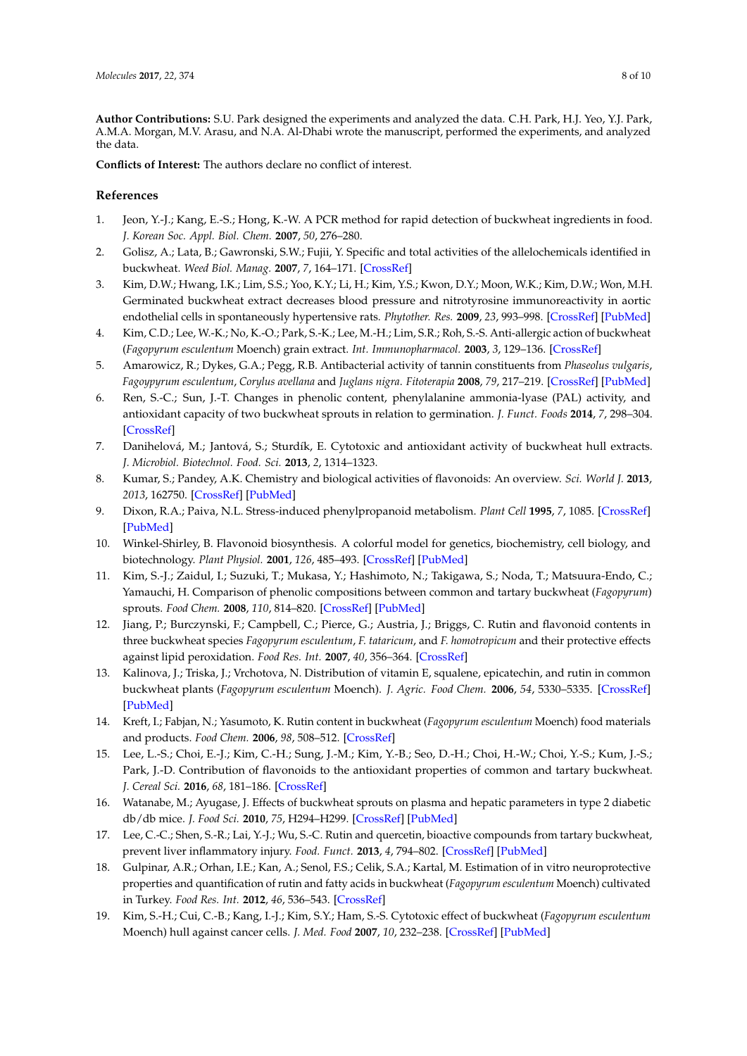**Author Contributions:** S.U. Park designed the experiments and analyzed the data. C.H. Park, H.J. Yeo, Y.J. Park, A.M.A. Morgan, M.V. Arasu, and N.A. Al-Dhabi wrote the manuscript, performed the experiments, and analyzed the data.

**Conflicts of Interest:** The authors declare no conflict of interest.

## References

1. Jeon, Y.-J.; Kang, E.-S.; Hong, K.-W. A PCR method for rapid detection of buckwheat ingredients in food. *J. Korean Soc. Appl. Biol. Chem.* **2007**, *50*, 276–280.
2. Golisz, A.; Lata, B.; Gawronski, S.W.; Fujii, Y. Specific and total activities of the allelochemicals identified in buckwheat. *Weed Biol. Manag.* **2007**, *7*, 164–171. [CrossRef]
3. Kim, D.W.; Hwang, I.K.; Lim, S.S.; Yoo, K.Y.; Li, H.; Kim, Y.S.; Kwon, D.Y.; Moon, W.K.; Kim, D.W.; Won, M.H. Germinated buckwheat extract decreases blood pressure and nitrotyrosine immunoreactivity in aortic endothelial cells in spontaneously hypertensive rats. *Phytother. Res.* **2009**, *23*, 993–998. [CrossRef] [PubMed]
4. Kim, C.D.; Lee, W.-K.; No, K.-O.; Park, S.-K.; Lee, M.-H.; Lim, S.R.; Roh, S.-S. Anti-allergic action of buckwheat (*Fagopyrum esculentum* Moench) grain extract. *Int. Immunopharmacol.* **2003**, *3*, 129–136. [CrossRef]
5. Amarowicz, R.; Dykes, G.A.; Pegg, R.B. Antibacterial activity of tannin constituents from *Phaseolus vulgaris*, *Fagoypyrum esculentum*, *Corylus avellana* and *Juglans nigra*. *Fitoterapia* **2008**, *79*, 217–219. [CrossRef] [PubMed]
6. Ren, S.-C.; Sun, J.-T. Changes in phenolic content, phenylalanine ammonia-lyase (PAL) activity, and antioxidant capacity of two buckwheat sprouts in relation to germination. *J. Funct. Foods* **2014**, *7*, 298–304. [CrossRef]
7. Danihelová, M.; Jantová, S.; Sturdík, E. Cytotoxic and antioxidant activity of buckwheat hull extracts. *J. Microbiol. Biotechnol. Food. Sci.* **2013**, *2*, 1314–1323.
8. Kumar, S.; Pandey, A.K. Chemistry and biological activities of flavonoids: An overview. *Sci. World J.* **2013**, *2013*, 162750. [CrossRef] [PubMed]
9. Dixon, R.A.; Paiva, N.L. Stress-induced phenylpropanoid metabolism. *Plant Cell* **1995**, *7*, 1085. [CrossRef] [PubMed]
10. Winkel-Shirley, B. Flavonoid biosynthesis. A colorful model for genetics, biochemistry, cell biology, and biotechnology. *Plant Physiol.* **2001**, *126*, 485–493. [CrossRef] [PubMed]
11. Kim, S.-J.; Zaidul, I.; Suzuki, T.; Mukasa, Y.; Hashimoto, N.; Takigawa, S.; Noda, T.; Matsuura-Endo, C.; Yamauchi, H. Comparison of phenolic compositions between common and tartary buckwheat (*Fagopyrum*) sprouts. *Food Chem.* **2008**, *110*, 814–820. [CrossRef] [PubMed]
12. Jiang, P.; Burczynski, F.; Campbell, C.; Pierce, G.; Austria, J.; Briggs, C. Rutin and flavonoid contents in three buckwheat species *Fagopyrum esculentum*, *F. tataricum*, and *F. homotropicum* and their protective effects against lipid peroxidation. *Food Res. Int.* **2007**, *40*, 356–364. [CrossRef]
13. Kalinova, J.; Triska, J.; Vrchotova, N. Distribution of vitamin E, squalene, epicatechin, and rutin in common buckwheat plants (*Fagopyrum esculentum* Moench). *J. Agric. Food Chem.* **2006**, *54*, 5330–5335. [CrossRef] [PubMed]
14. Kreft, I.; Fabjan, N.; Yasumoto, K. Rutin content in buckwheat (*Fagopyrum esculentum* Moench) food materials and products. *Food Chem.* **2006**, *98*, 508–512. [CrossRef]
15. Lee, L.-S.; Choi, E.-J.; Kim, C.-H.; Sung, J.-M.; Kim, Y.-B.; Seo, D.-H.; Choi, H.-W.; Choi, Y.-S.; Kum, J.-S.; Park, J.-D. Contribution of flavonoids to the antioxidant properties of common and tartary buckwheat. *J. Cereal Sci.* **2016**, *68*, 181–186. [CrossRef]
16. Watanabe, M.; Ayugase, J. Effects of buckwheat sprouts on plasma and hepatic parameters in type 2 diabetic db/db mice. *J. Food Sci.* **2010**, *75*, H294–H299. [CrossRef] [PubMed]
17. Lee, C.-C.; Shen, S.-R.; Lai, Y.-J.; Wu, S.-C. Rutin and quercetin, bioactive compounds from tartary buckwheat, prevent liver inflammatory injury. *Food. Funct.* **2013**, *4*, 794–802. [CrossRef] [PubMed]
18. Gulpinar, A.R.; Orhan, I.E.; Kan, A.; Senol, F.S.; Celik, S.A.; Kartal, M. Estimation of in vitro neuroprotective properties and quantification of rutin and fatty acids in buckwheat (*Fagopyrum esculentum* Moench) cultivated in Turkey. *Food Res. Int.* **2012**, *46*, 536–543. [CrossRef]
19. Kim, S.-H.; Cui, C.-B.; Kang, I.-J.; Kim, S.Y.; Ham, S.-S. Cytotoxic effect of buckwheat (*Fagopyrum esculentum* Moench) hull against cancer cells. *J. Med. Food* **2007**, *10*, 232–238. [CrossRef] [PubMed]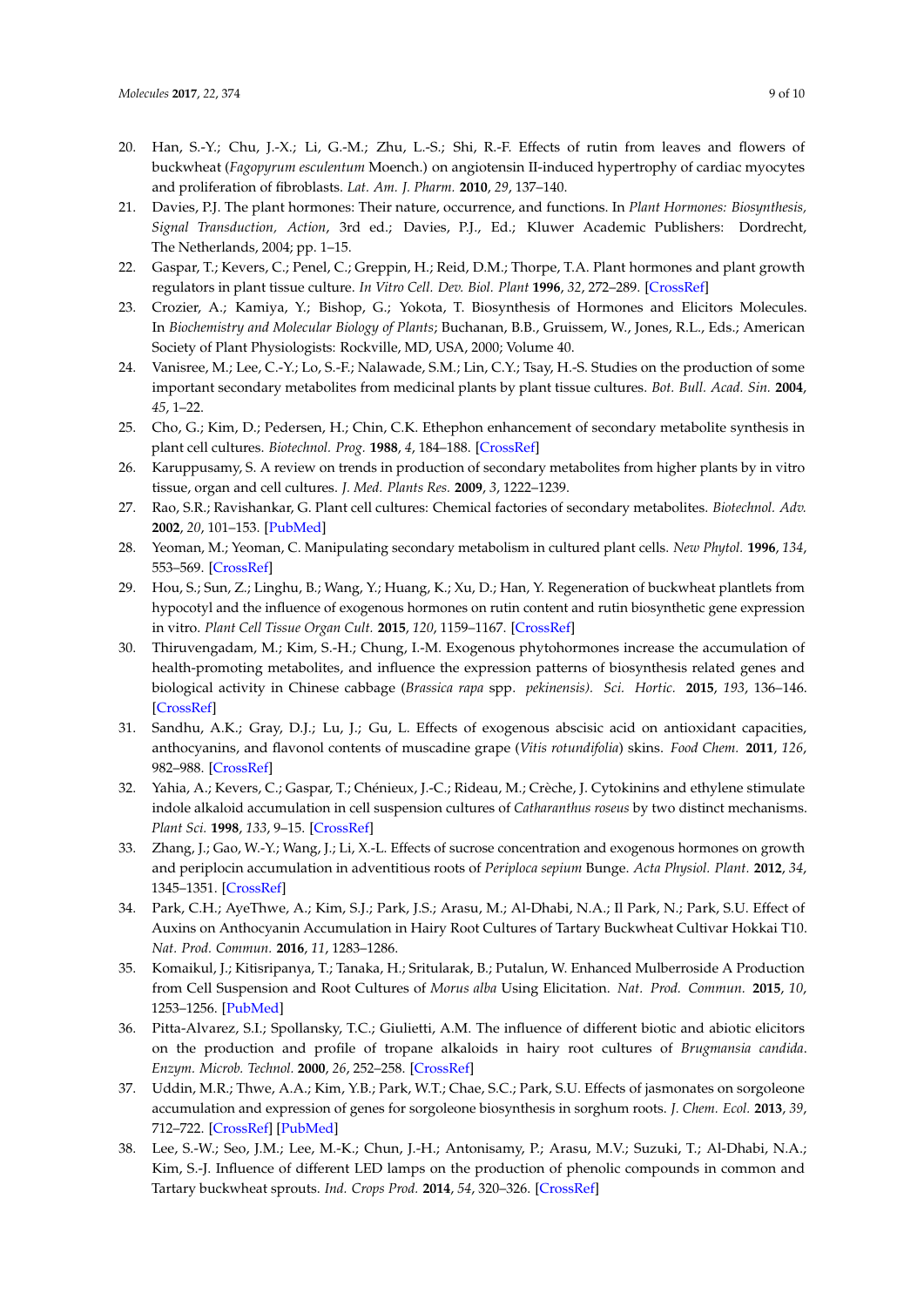20. Han, S.-Y.; Chu, J.-X.; Li, G.-M.; Zhu, L.-S.; Shi, R.-F. Effects of rutin from leaves and flowers of buckwheat (*Fagopyrum esculentum* Moench.) on angiotensin II-induced hypertrophy of cardiac myocytes and proliferation of fibroblasts. *Lat. Am. J. Pharm.* **2010**, *29*, 137–140.
21. Davies, P.J. The plant hormones: Their nature, occurrence, and functions. In *Plant Hormones: Biosynthesis, Signal Transduction, Action*, 3rd ed.; Davies, P.J., Ed.; Kluwer Academic Publishers: Dordrecht, The Netherlands, 2004; pp. 1–15.
22. Gaspar, T.; Kevers, C.; Penel, C.; Greppin, H.; Reid, D.M.; Thorpe, T.A. Plant hormones and plant growth regulators in plant tissue culture. *In Vitro Cell. Dev. Biol. Plant* **1996**, *32*, 272–289. [CrossRef]
23. Crozier, A.; Kamiya, Y.; Bishop, G.; Yokota, T. Biosynthesis of Hormones and Elicitors Molecules. In *Biochemistry and Molecular Biology of Plants*; Buchanan, B.B., Gruissem, W., Jones, R.L., Eds.; American Society of Plant Physiologists: Rockville, MD, USA, 2000; Volume 40.
24. Vanisree, M.; Lee, C.-Y.; Lo, S.-F.; Nalawade, S.M.; Lin, C.Y.; Tsay, H.-S. Studies on the production of some important secondary metabolites from medicinal plants by plant tissue cultures. *Bot. Bull. Acad. Sin.* **2004**, *45*, 1–22.
25. Cho, G.; Kim, D.; Pedersen, H.; Chin, C.K. Ethephon enhancement of secondary metabolite synthesis in plant cell cultures. *Biotechnol. Prog.* **1988**, *4*, 184–188. [CrossRef]
26. Karuppusamy, S. A review on trends in production of secondary metabolites from higher plants by in vitro tissue, organ and cell cultures. *J. Med. Plants Res.* **2009**, *3*, 1222–1239.
27. Rao, S.R.; Ravishankar, G. Plant cell cultures: Chemical factories of secondary metabolites. *Biotechnol. Adv.* **2002**, *20*, 101–153. [PubMed]
28. Yeoman, M.; Yeoman, C. Manipulating secondary metabolism in cultured plant cells. *New Phytol.* **1996**, *134*, 553–569. [CrossRef]
29. Hou, S.; Sun, Z.; Linghu, B.; Wang, Y.; Huang, K.; Xu, D.; Han, Y. Regeneration of buckwheat plantlets from hypocotyl and the influence of exogenous hormones on rutin content and rutin biosynthetic gene expression in vitro. *Plant Cell Tissue Organ Cult.* **2015**, *120*, 1159–1167. [CrossRef]
30. Thiruvengadam, M.; Kim, S.-H.; Chung, I.-M. Exogenous phytohormones increase the accumulation of health-promoting metabolites, and influence the expression patterns of biosynthesis related genes and biological activity in Chinese cabbage (*Brassica rapa* spp. *pekinensis*). *Sci. Hortic.* **2015**, *193*, 136–146. [CrossRef]
31. Sandhu, A.K.; Gray, D.J.; Lu, J.; Gu, L. Effects of exogenous abscisic acid on antioxidant capacities, anthocyanins, and flavonol contents of muscadine grape (*Vitis rotundifolia*) skins. *Food Chem.* **2011**, *126*, 982–988. [CrossRef]
32. Yahia, A.; Kevers, C.; Gaspar, T.; Chénieux, J.-C.; Rideau, M.; Crèche, J. Cytokinins and ethylene stimulate indole alkaloid accumulation in cell suspension cultures of *Catharanthus roseus* by two distinct mechanisms. *Plant Sci.* **1998**, *133*, 9–15. [CrossRef]
33. Zhang, J.; Gao, W.-Y.; Wang, J.; Li, X.-L. Effects of sucrose concentration and exogenous hormones on growth and periplocin accumulation in adventitious roots of *Periploca sepium* Bunge. *Acta Physiol. Plant.* **2012**, *34*, 1345–1351. [CrossRef]
34. Park, C.H.; AyeThwe, A.; Kim, S.J.; Park, J.S.; Arasu, M.; Al-Dhabi, N.A.; Il Park, N.; Park, S.U. Effect of Auxins on Anthocyanin Accumulation in Hairy Root Cultures of Tartary Buckwheat Cultivar Hokkai T10. *Nat. Prod. Commun.* **2016**, *11*, 1283–1286.
35. Komaikul, J.; Kitisripanya, T.; Tanaka, H.; Sritularak, B.; Putalun, W. Enhanced Mulberroside A Production from Cell Suspension and Root Cultures of *Morus alba* Using Elicitation. *Nat. Prod. Commun.* **2015**, *10*, 1253–1256. [PubMed]
36. Pitta-Alvarez, S.I.; Spollansky, T.C.; Giulietti, A.M. The influence of different biotic and abiotic elicitors on the production and profile of tropane alkaloids in hairy root cultures of *Brugmansia candida*. *Enzym. Microb. Technol.* **2000**, *26*, 252–258. [CrossRef]
37. Uddin, M.R.; Thwe, A.A.; Kim, Y.B.; Park, W.T.; Chae, S.C.; Park, S.U. Effects of jasmonates on sorgoleone accumulation and expression of genes for sorgoleone biosynthesis in sorghum roots. *J. Chem. Ecol.* **2013**, *39*, 712–722. [CrossRef] [PubMed]
38. Lee, S.-W.; Seo, J.M.; Lee, M.-K.; Chun, J.-H.; Antonisamy, P.; Arasu, M.V.; Suzuki, T.; Al-Dhabi, N.A.; Kim, S.-J. Influence of different LED lamps on the production of phenolic compounds in common and Tartary buckwheat sprouts. *Ind. Crops Prod.* **2014**, *54*, 320–326. [CrossRef]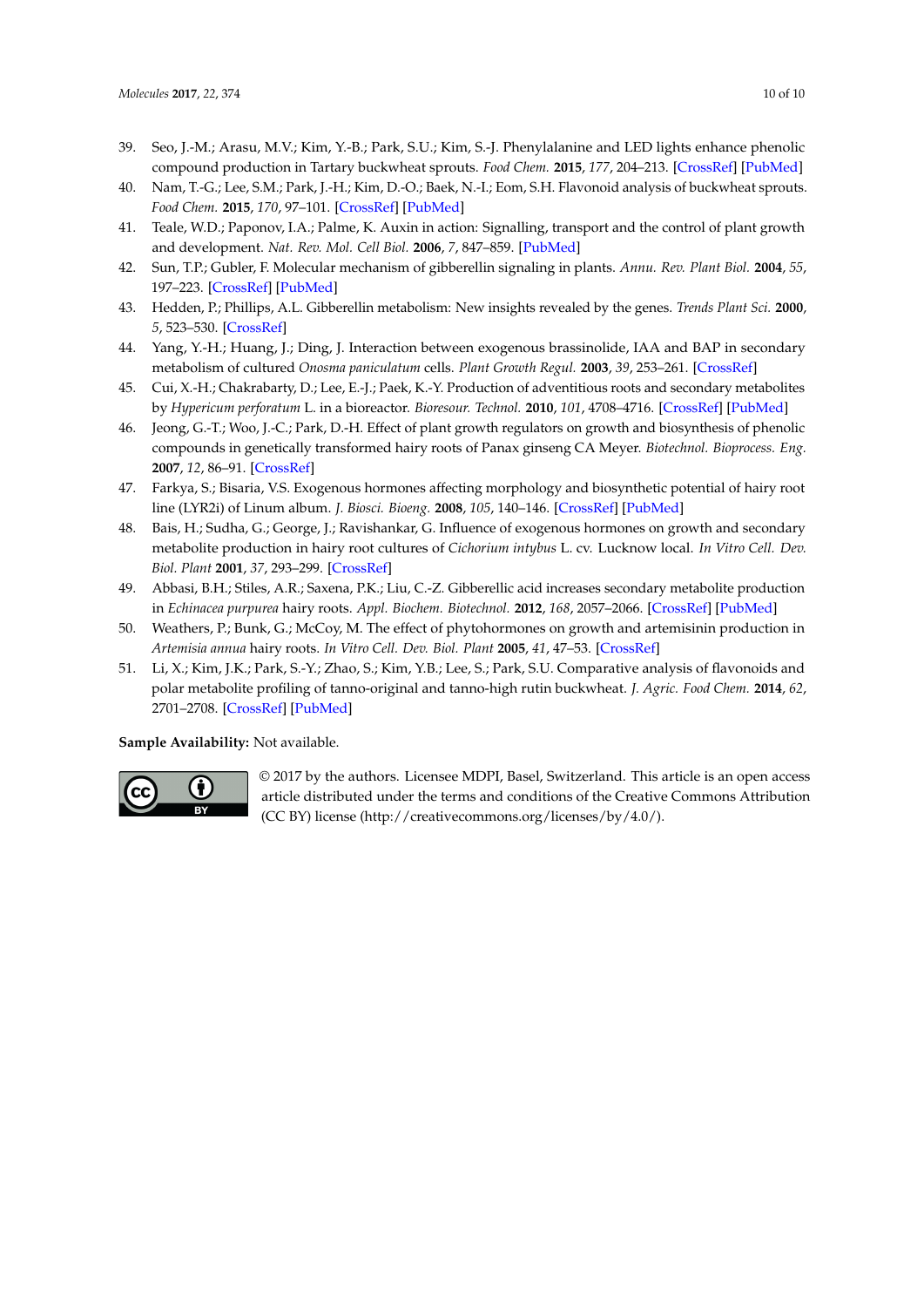39. Seo, J.-M.; Arasu, M.V.; Kim, Y.-B.; Park, S.U.; Kim, S.-J. Phenylalanine and LED lights enhance phenolic compound production in Tartary buckwheat sprouts. *Food Chem.* **2015**, *177*, 204–213. [CrossRef] [PubMed]
40. Nam, T.-G.; Lee, S.M.; Park, J.-H.; Kim, D.-O.; Baek, N.-I.; Eom, S.H. Flavonoid analysis of buckwheat sprouts. *Food Chem.* **2015**, *170*, 97–101. [CrossRef] [PubMed]
41. Teale, W.D.; Paponov, I.A.; Palme, K. Auxin in action: Signalling, transport and the control of plant growth and development. *Nat. Rev. Mol. Cell Biol.* **2006**, *7*, 847–859. [PubMed]
42. Sun, T.P.; Gubler, F. Molecular mechanism of gibberellin signaling in plants. *Annu. Rev. Plant Biol.* **2004**, *55*, 197–223. [CrossRef] [PubMed]
43. Hedden, P.; Phillips, A.L. Gibberellin metabolism: New insights revealed by the genes. *Trends Plant Sci.* **2000**, *5*, 523–530. [CrossRef]
44. Yang, Y.-H.; Huang, J.; Ding, J. Interaction between exogenous brassinolide, IAA and BAP in secondary metabolism of cultured *Onosma paniculatum* cells. *Plant Growth Regul.* **2003**, *39*, 253–261. [CrossRef]
45. Cui, X.-H.; Chakrabarty, D.; Lee, E.-J.; Paek, K.-Y. Production of adventitious roots and secondary metabolites by *Hypericum perforatum* L. in a bioreactor. *Bioresour. Technol.* **2010**, *101*, 4708–4716. [CrossRef] [PubMed]
46. Jeong, G.-T.; Woo, J.-C.; Park, D.-H. Effect of plant growth regulators on growth and biosynthesis of phenolic compounds in genetically transformed hairy roots of Panax ginseng CA Meyer. *Biotechnol. Bioprocess. Eng.* **2007**, *12*, 86–91. [CrossRef]
47. Farkya, S.; Bisaria, V.S. Exogenous hormones affecting morphology and biosynthetic potential of hairy root line (LYR2i) of Linum album. *J. Biosci. Bioeng.* **2008**, *105*, 140–146. [CrossRef] [PubMed]
48. Bais, H.; Sudha, G.; George, J.; Ravishankar, G. Influence of exogenous hormones on growth and secondary metabolite production in hairy root cultures of *Cichorium intybus* L. cv. Lucknow local. *In Vitro Cell. Dev. Biol. Plant* **2001**, *37*, 293–299. [CrossRef]
49. Abbasi, B.H.; Stiles, A.R.; Saxena, P.K.; Liu, C.-Z. Gibberellic acid increases secondary metabolite production in *Echinacea purpurea* hairy roots. *Appl. Biochem. Biotechnol.* **2012**, *168*, 2057–2066. [CrossRef] [PubMed]
50. Weathers, P.; Bunk, G.; McCoy, M. The effect of phytohormones on growth and artemisinin production in *Artemisia annua* hairy roots. *In Vitro Cell. Dev. Biol. Plant* **2005**, *41*, 47–53. [CrossRef]
51. Li, X.; Kim, J.K.; Park, S.-Y.; Zhao, S.; Kim, Y.B.; Lee, S.; Park, S.U. Comparative analysis of flavonoids and polar metabolite profiling of tanno-original and tanno-high rutin buckwheat. *J. Agric. Food Chem.* **2014**, *62*, 2701–2708. [CrossRef] [PubMed]

**Sample Availability:** Not available.

© 2017 by the authors. Licensee MDPI, Basel, Switzerland. This article is an open access article distributed under the terms and conditions of the Creative Commons Attribution (CC BY) license (http://creativecommons.org/licenses/by/4.0/).